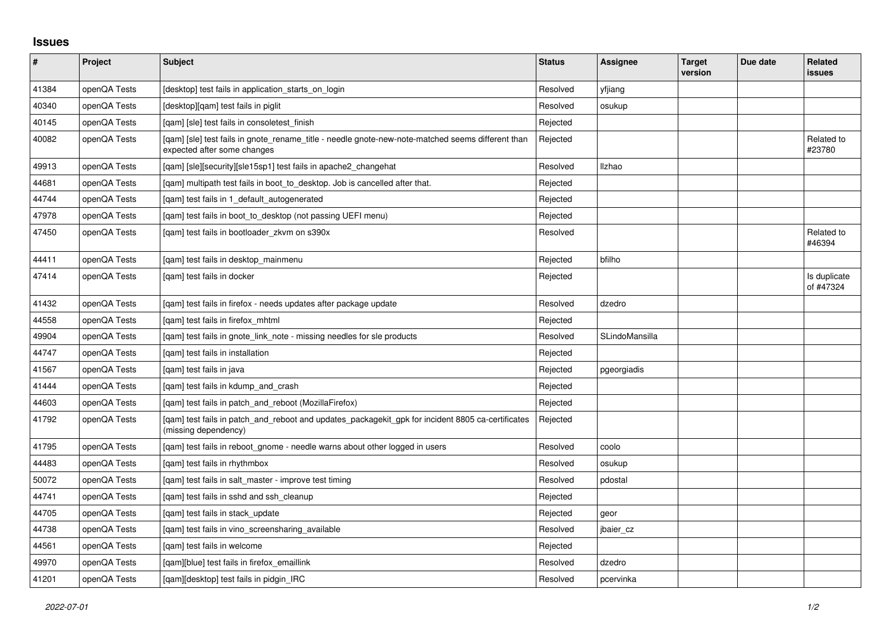## Issues

| # | Project | Subject | Status | Assignee | Target version | Due date | Related issues |
|---|---|---|---|---|---|---|---|
| 41384 | openQA Tests | [desktop] test fails in application_starts_on_login | Resolved | yfjiang | | | |
| 40340 | openQA Tests | [desktop][qam] test fails in piglit | Resolved | osukup | | | |
| 40145 | openQA Tests | [qam] [sle] test fails in consoletest_finish | Rejected | | | | |
| 40082 | openQA Tests | [qam] [sle] test fails in gnote_rename_title - needle gnote-new-note-matched seems different than expected after some changes | Rejected | | | | Related to #23780 |
| 49913 | openQA Tests | [qam] [sle][security][sle15sp1] test fails in apache2_changehat | Resolved | llzhao | | | |
| 44681 | openQA Tests | [qam] multipath test fails in boot_to_desktop. Job is cancelled after that. | Rejected | | | | |
| 44744 | openQA Tests | [qam] test fails in 1_default_autogenerated | Rejected | | | | |
| 47978 | openQA Tests | [qam] test fails in boot_to_desktop (not passing UEFI menu) | Rejected | | | | |
| 47450 | openQA Tests | [qam] test fails in bootloader_zkvm on s390x | Resolved | | | | Related to #46394 |
| 44411 | openQA Tests | [qam] test fails in desktop_mainmenu | Rejected | bfilho | | | |
| 47414 | openQA Tests | [qam] test fails in docker | Rejected | | | | Is duplicate of #47324 |
| 41432 | openQA Tests | [qam] test fails in firefox - needs updates after package update | Resolved | dzedro | | | |
| 44558 | openQA Tests | [qam] test fails in firefox_mhtml | Rejected | | | | |
| 49904 | openQA Tests | [qam] test fails in gnote_link_note - missing needles for sle products | Resolved | SLindoMansilla | | | |
| 44747 | openQA Tests | [qam] test fails in installation | Rejected | | | | |
| 41567 | openQA Tests | [qam] test fails in java | Rejected | pgeorgiadis | | | |
| 41444 | openQA Tests | [qam] test fails in kdump_and_crash | Rejected | | | | |
| 44603 | openQA Tests | [qam] test fails in patch_and_reboot (MozillaFirefox) | Rejected | | | | |
| 41792 | openQA Tests | [qam] test fails in patch_and_reboot and updates_packagekit_gpk for incident 8805 ca-certificates (missing dependency) | Rejected | | | | |
| 41795 | openQA Tests | [qam] test fails in reboot_gnome - needle warns about other logged in users | Resolved | coolo | | | |
| 44483 | openQA Tests | [qam] test fails in rhythmbox | Resolved | osukup | | | |
| 50072 | openQA Tests | [qam] test fails in salt_master - improve test timing | Resolved | pdostal | | | |
| 44741 | openQA Tests | [qam] test fails in sshd and ssh_cleanup | Rejected | | | | |
| 44705 | openQA Tests | [qam] test fails in stack_update | Rejected | geor | | | |
| 44738 | openQA Tests | [qam] test fails in vino_screensharing_available | Resolved | jbaier_cz | | | |
| 44561 | openQA Tests | [qam] test fails in welcome | Rejected | | | | |
| 49970 | openQA Tests | [qam][blue] test fails in firefox_emaillink | Resolved | dzedro | | | |
| 41201 | openQA Tests | [qam][desktop] test fails in pidgin_IRC | Resolved | pcervinka | | | |

2022-07-01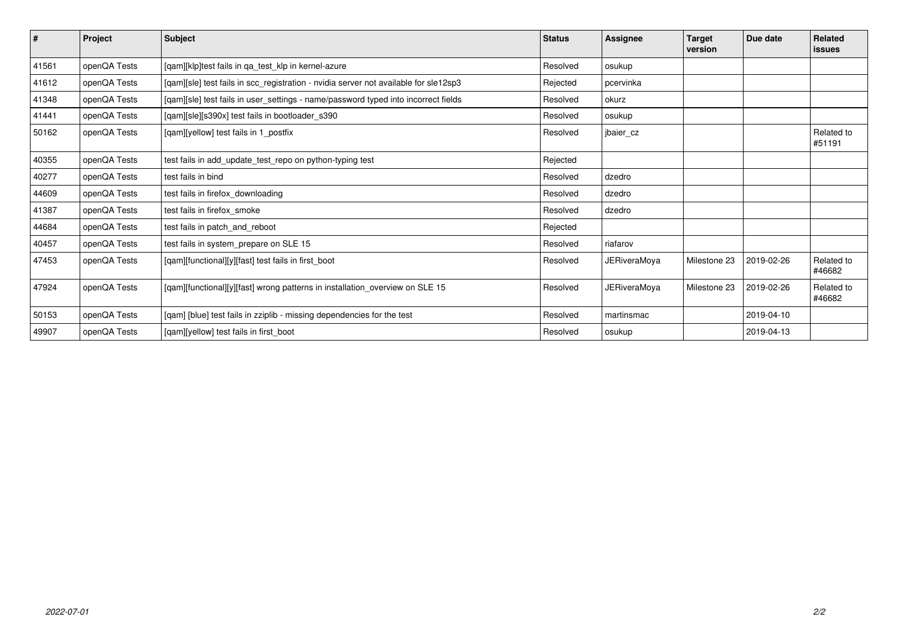| # | Project | Subject | Status | Assignee | Target version | Due date | Related issues |
|---|---|---|---|---|---|---|---|
| 41561 | openQA Tests | [qam][klp]test fails in qa_test_klp in kernel-azure | Resolved | osukup | | | |
| 41612 | openQA Tests | [qam][sle] test fails in scc_registration - nvidia server not available for sle12sp3 | Rejected | pcervinka | | | |
| 41348 | openQA Tests | [qam][sle] test fails in user_settings - name/password typed into incorrect fields | Resolved | okurz | | | |
| 41441 | openQA Tests | [qam][sle][s390x] test fails in bootloader_s390 | Resolved | osukup | | | |
| 50162 | openQA Tests | [qam][yellow] test fails in 1_postfix | Resolved | jbaier_cz | | | Related to #51191 |
| 40355 | openQA Tests | test fails in add_update_test_repo on python-typing test | Rejected | | | | |
| 40277 | openQA Tests | test fails in bind | Resolved | dzedro | | | |
| 44609 | openQA Tests | test fails in firefox_downloading | Resolved | dzedro | | | |
| 41387 | openQA Tests | test fails in firefox_smoke | Resolved | dzedro | | | |
| 44684 | openQA Tests | test fails in patch_and_reboot | Rejected | | | | |
| 40457 | openQA Tests | test fails in system_prepare on SLE 15 | Resolved | riafarov | | | |
| 47453 | openQA Tests | [qam][functional][y][fast] test fails in first_boot | Resolved | JERiveraMoya | Milestone 23 | 2019-02-26 | Related to #46682 |
| 47924 | openQA Tests | [qam][functional][y][fast] wrong patterns in installation_overview on SLE 15 | Resolved | JERiveraMoya | Milestone 23 | 2019-02-26 | Related to #46682 |
| 50153 | openQA Tests | [qam] [blue] test fails in zziplib - missing dependencies for the test | Resolved | martinsmac | | 2019-04-10 | |
| 49907 | openQA Tests | [qam][yellow] test fails in first_boot | Resolved | osukup | | 2019-04-13 | |